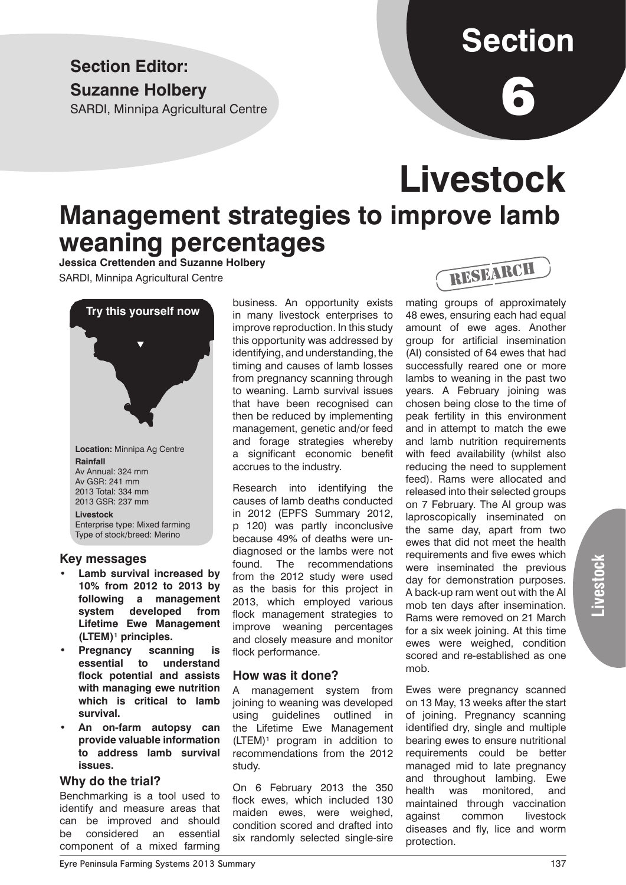**Section Editor:**

**Suzanne Holbery**

SARDI, Minnipa Agricultural Centre

# Section 6

# Livestock

## Management strategies to improve lamb weaning percentages

**Jessica Crettenden and Suzanne Holbery**

SARDI, Minnipa Agricultural Centre

RESEARCH

**Try this yourself now**

**Location:** Minnipa Ag Centre

**Rainfall**
Av Annual: 324 mm
Av GSR: 241 mm
2013 Total: 334 mm
2013 GSR: 237 mm

**Livestock**
Enterprise type: Mixed farming
Type of stock/breed: Merino

### Key messages

- **Lamb survival increased by 10% from 2012 to 2013 by following a management system developed from Lifetime Ewe Management (LTEM)[1] principles.**
- **Pregnancy scanning is essential to understand flock potential and assists with managing ewe nutrition which is critical to lamb survival.**
- **An on-farm autopsy can provide valuable information to address lamb survival issues.**

### Why do the trial?

Benchmarking is a tool used to identify and measure areas that can be improved and should be considered an essential component of a mixed farming business. An opportunity exists in many livestock enterprises to improve reproduction. In this study this opportunity was addressed by identifying, and understanding, the timing and causes of lamb losses from pregnancy scanning through to weaning. Lamb survival issues that have been recognised can then be reduced by implementing management, genetic and/or feed and forage strategies whereby a significant economic benefit accrues to the industry.

Research into identifying the causes of lamb deaths conducted in 2012 (EPFS Summary 2012, p 120) was partly inconclusive because 49% of deaths were undiagnosed or the lambs were not found. The recommendations from the 2012 study were used as the basis for this project in 2013, which employed various flock management strategies to improve weaning percentages and closely measure and monitor flock performance.

### How was it done?

A management system from joining to weaning was developed using guidelines outlined in the Lifetime Ewe Management (LTEM)[1] program in addition to recommendations from the 2012 study.

On 6 February 2013 the 350 flock ewes, which included 130 maiden ewes, were weighed, condition scored and drafted into six randomly selected single-sire mating groups of approximately 48 ewes, ensuring each had equal amount of ewe ages. Another group for artificial insemination (AI) consisted of 64 ewes that had successfully reared one or more lambs to weaning in the past two years. A February joining was chosen being close to the time of peak fertility in this environment and in attempt to match the ewe and lamb nutrition requirements with feed availability (whilst also reducing the need to supplement feed). Rams were allocated and released into their selected groups on 7 February. The AI group was laproscopically inseminated on the same day, apart from two ewes that did not meet the health requirements and five ewes which were inseminated the previous day for demonstration purposes. A back-up ram went out with the AI mob ten days after insemination. Rams were removed on 21 March for a six week joining. At this time ewes were weighed, condition scored and re-established as one mob.

Ewes were pregnancy scanned on 13 May, 13 weeks after the start of joining. Pregnancy scanning identified dry, single and multiple bearing ewes to ensure nutritional requirements could be better managed mid to late pregnancy and throughout lambing. Ewe health was monitored, and maintained through vaccination against common livestock diseases and fly, lice and worm protection.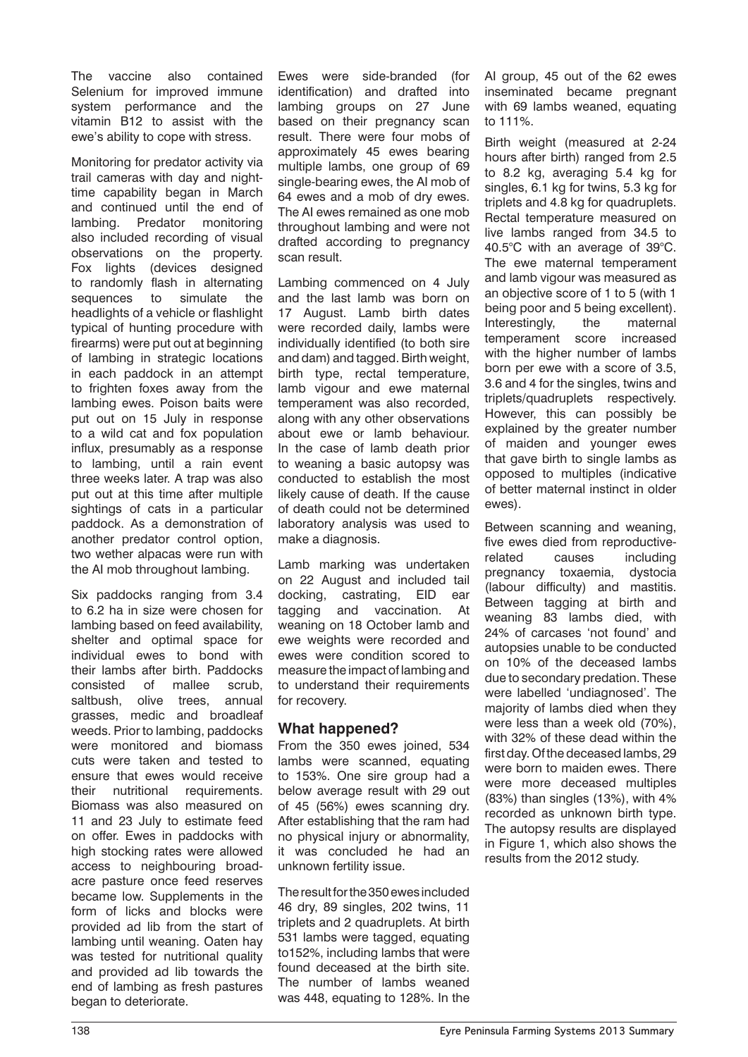The vaccine also contained Selenium for improved immune system performance and the vitamin B12 to assist with the ewe's ability to cope with stress.

Monitoring for predator activity via trail cameras with day and night-time capability began in March and continued until the end of lambing. Predator monitoring also included recording of visual observations on the property. Fox lights (devices designed to randomly flash in alternating sequences to simulate the headlights of a vehicle or flashlight typical of hunting procedure with firearms) were put out at beginning of lambing in strategic locations in each paddock in an attempt to frighten foxes away from the lambing ewes. Poison baits were put out on 15 July in response to a wild cat and fox population influx, presumably as a response to lambing, until a rain event three weeks later. A trap was also put out at this time after multiple sightings of cats in a particular paddock. As a demonstration of another predator control option, two wether alpacas were run with the AI mob throughout lambing.

Six paddocks ranging from 3.4 to 6.2 ha in size were chosen for lambing based on feed availability, shelter and optimal space for individual ewes to bond with their lambs after birth. Paddocks consisted of mallee scrub, saltbush, olive trees, annual grasses, medic and broadleaf weeds. Prior to lambing, paddocks were monitored and biomass cuts were taken and tested to ensure that ewes would receive their nutritional requirements. Biomass was also measured on 11 and 23 July to estimate feed on offer. Ewes in paddocks with high stocking rates were allowed access to neighbouring broad-acre pasture once feed reserves became low. Supplements in the form of licks and blocks were provided ad lib from the start of lambing until weaning. Oaten hay was tested for nutritional quality and provided ad lib towards the end of lambing as fresh pastures began to deteriorate.

Ewes were side-branded (for identification) and drafted into lambing groups on 27 June based on their pregnancy scan result. There were four mobs of approximately 45 ewes bearing multiple lambs, one group of 69 single-bearing ewes, the AI mob of 64 ewes and a mob of dry ewes. The AI ewes remained as one mob throughout lambing and were not drafted according to pregnancy scan result.

Lambing commenced on 4 July and the last lamb was born on 17 August. Lamb birth dates were recorded daily, lambs were individually identified (to both sire and dam) and tagged. Birth weight, birth type, rectal temperature, lamb vigour and ewe maternal temperament was also recorded, along with any other observations about ewe or lamb behaviour. In the case of lamb death prior to weaning a basic autopsy was conducted to establish the most likely cause of death. If the cause of death could not be determined laboratory analysis was used to make a diagnosis.

Lamb marking was undertaken on 22 August and included tail docking, castrating, EID ear tagging and vaccination. At weaning on 18 October lamb and ewe weights were recorded and ewes were condition scored to measure the impact of lambing and to understand their requirements for recovery.

## What happened?

From the 350 ewes joined, 534 lambs were scanned, equating to 153%. One sire group had a below average result with 29 out of 45 (56%) ewes scanning dry. After establishing that the ram had no physical injury or abnormality, it was concluded he had an unknown fertility issue.

The result for the 350 ewes included 46 dry, 89 singles, 202 twins, 11 triplets and 2 quadruplets. At birth 531 lambs were tagged, equating to152%, including lambs that were found deceased at the birth site. The number of lambs weaned was 448, equating to 128%. In the AI group, 45 out of the 62 ewes inseminated became pregnant with 69 lambs weaned, equating to 111%.

Birth weight (measured at 2-24 hours after birth) ranged from 2.5 to 8.2 kg, averaging 5.4 kg for singles, 6.1 kg for twins, 5.3 kg for triplets and 4.8 kg for quadruplets. Rectal temperature measured on live lambs ranged from 34.5 to 40.5°C with an average of 39°C. The ewe maternal temperament and lamb vigour was measured as an objective score of 1 to 5 (with 1 being poor and 5 being excellent). Interestingly, the maternal temperament score increased with the higher number of lambs born per ewe with a score of 3.5, 3.6 and 4 for the singles, twins and triplets/quadruplets respectively. However, this can possibly be explained by the greater number of maiden and younger ewes that gave birth to single lambs as opposed to multiples (indicative of better maternal instinct in older ewes).

Between scanning and weaning, five ewes died from reproductive-related causes including pregnancy toxaemia, dystocia (labour difficulty) and mastitis. Between tagging at birth and weaning 83 lambs died, with 24% of carcases 'not found' and autopsies unable to be conducted on 10% of the deceased lambs due to secondary predation. These were labelled 'undiagnosed'. The majority of lambs died when they were less than a week old (70%), with 32% of these dead within the first day. Of the deceased lambs, 29 were born to maiden ewes. There were more deceased multiples (83%) than singles (13%), with 4% recorded as unknown birth type. The autopsy results are displayed in Figure 1, which also shows the results from the 2012 study.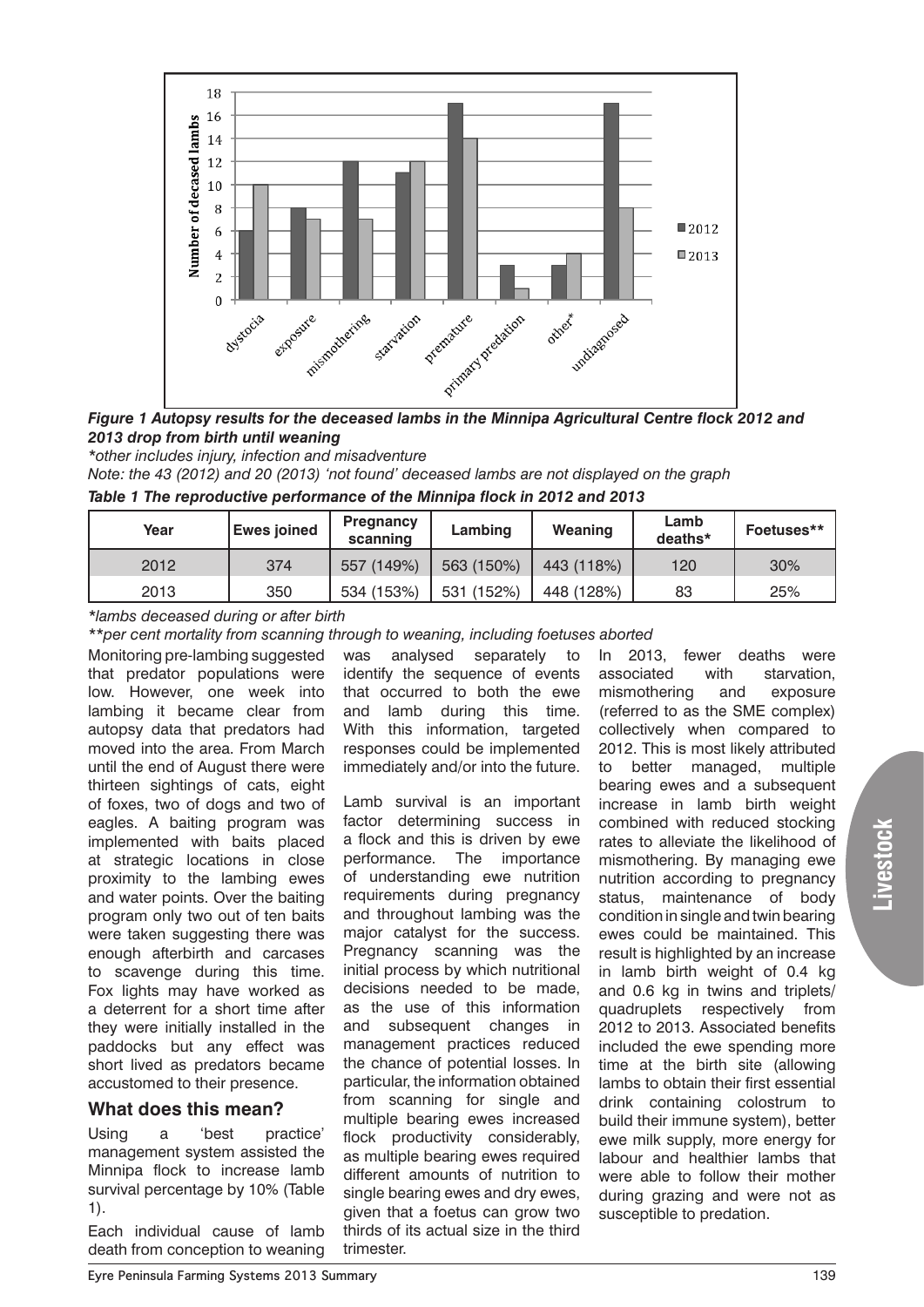Figure 1 Autopsy results for the deceased lambs in the Minnipa Agricultural Centre flock 2012 and 2013 drop from birth until weaning

*other includes injury, infection and misadventure

Note: the 43 (2012) and 20 (2013) 'not found' deceased lambs are not displayed on the graph

*Table 1 The reproductive performance of the Minnipa flock in 2012 and 2013*

| Year | Ewes joined | Pregnancy scanning | Lambing | Weaning | Lamb deaths* | Foetuses** |
|---|---|---|---|---|---|---|
| 2012 | 374 | 557 (149%) | 563 (150%) | 443 (118%) | 120 | 30% |
| 2013 | 350 | 534 (153%) | 531 (152%) | 448 (128%) | 83 | 25% |

*lambs deceased during or after birth

**per cent mortality from scanning through to weaning, including foetuses aborted

Monitoring pre-lambing suggested that predator populations were low. However, one week into lambing it became clear from autopsy data that predators had moved into the area. From March until the end of August there were thirteen sightings of cats, eight of foxes, two of dogs and two of eagles. A baiting program was implemented with baits placed at strategic locations in close proximity to the lambing ewes and water points. Over the baiting program only two out of ten baits were taken suggesting there was enough afterbirth and carcases to scavenge during this time. Fox lights may have worked as a deterrent for a short time after they were initially installed in the paddocks but any effect was short lived as predators became accustomed to their presence.

## What does this mean?

Using a 'best practice' management system assisted the Minnipa flock to increase lamb survival percentage by 10% (Table 1).

Each individual cause of lamb death from conception to weaning was analysed separately to identify the sequence of events that occurred to both the ewe and lamb during this time. With this information, targeted responses could be implemented immediately and/or into the future.

Lamb survival is an important factor determining success in a flock and this is driven by ewe performance. The importance of understanding ewe nutrition requirements during pregnancy and throughout lambing was the major catalyst for the success. Pregnancy scanning was the initial process by which nutritional decisions needed to be made, as the use of this information and subsequent changes in management practices reduced the chance of potential losses. In particular, the information obtained from scanning for single and multiple bearing ewes increased flock productivity considerably, as multiple bearing ewes required different amounts of nutrition to single bearing ewes and dry ewes, given that a foetus can grow two thirds of its actual size in the third trimester.

In 2013, fewer deaths were associated with starvation, mismothering and exposure (referred to as the SME complex) collectively when compared to 2012. This is most likely attributed to better managed, multiple bearing ewes and a subsequent increase in lamb birth weight combined with reduced stocking rates to alleviate the likelihood of mismothering. By managing ewe nutrition according to pregnancy status, maintenance of body condition in single and twin bearing ewes could be maintained. This result is highlighted by an increase in lamb birth weight of 0.4 kg and 0.6 kg in twins and triplets/quadruplets respectively from 2012 to 2013. Associated benefits included the ewe spending more time at the birth site (allowing lambs to obtain their first essential drink containing colostrum to build their immune system), better ewe milk supply, more energy for labour and healthier lambs that were able to follow their mother during grazing and were not as susceptible to predation.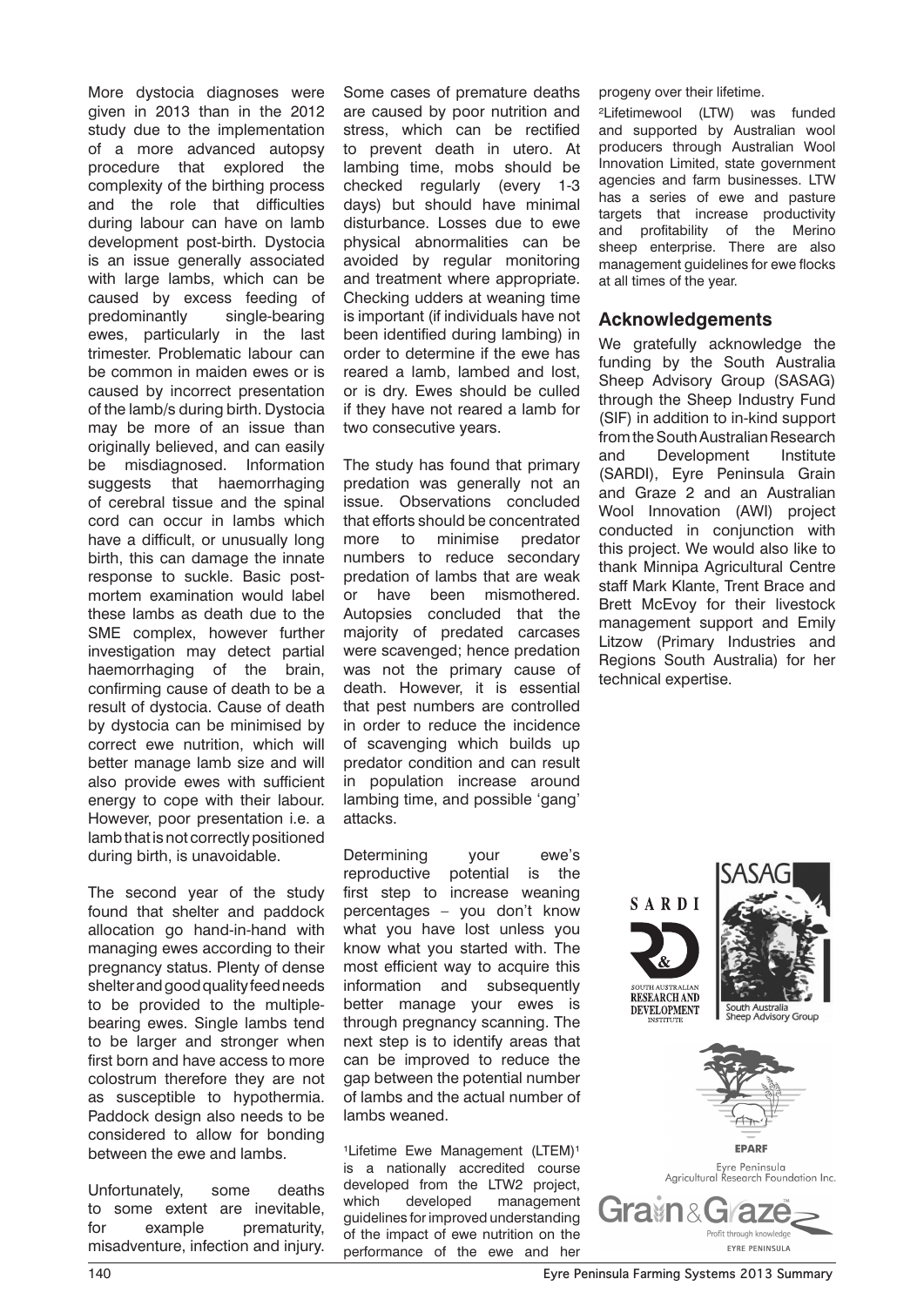More dystocia diagnoses were given in 2013 than in the 2012 study due to the implementation of a more advanced autopsy procedure that explored the complexity of the birthing process and the role that difficulties during labour can have on lamb development post-birth. Dystocia is an issue generally associated with large lambs, which can be caused by excess feeding of predominantly single-bearing ewes, particularly in the last trimester. Problematic labour can be common in maiden ewes or is caused by incorrect presentation of the lamb/s during birth. Dystocia may be more of an issue than originally believed, and can easily be misdiagnosed. Information suggests that haemorrhaging of cerebral tissue and the spinal cord can occur in lambs which have a difficult, or unusually long birth, this can damage the innate response to suckle. Basic post-mortem examination would label these lambs as death due to the SME complex, however further investigation may detect partial haemorrhaging of the brain, confirming cause of death to be a result of dystocia. Cause of death by dystocia can be minimised by correct ewe nutrition, which will better manage lamb size and will also provide ewes with sufficient energy to cope with their labour. However, poor presentation i.e. a lamb that is not correctly positioned during birth, is unavoidable.

The second year of the study found that shelter and paddock allocation go hand-in-hand with managing ewes according to their pregnancy status. Plenty of dense shelter and good quality feed needs to be provided to the multiple-bearing ewes. Single lambs tend to be larger and stronger when first born and have access to more colostrum therefore they are not as susceptible to hypothermia. Paddock design also needs to be considered to allow for bonding between the ewe and lambs.

Unfortunately, some deaths to some extent are inevitable, for example prematurity, misadventure, infection and injury. Some cases of premature deaths are caused by poor nutrition and stress, which can be rectified to prevent death in utero. At lambing time, mobs should be checked regularly (every 1-3 days) but should have minimal disturbance. Losses due to ewe physical abnormalities can be avoided by regular monitoring and treatment where appropriate. Checking udders at weaning time is important (if individuals have not been identified during lambing) in order to determine if the ewe has reared a lamb, lambed and lost, or is dry. Ewes should be culled if they have not reared a lamb for two consecutive years.

The study has found that primary predation was generally not an issue. Observations concluded that efforts should be concentrated more to minimise predator numbers to reduce secondary predation of lambs that are weak or have been mismothered. Autopsies concluded that the majority of predated carcases were scavenged; hence predation was not the primary cause of death. However, it is essential that pest numbers are controlled in order to reduce the incidence of scavenging which builds up predator condition and can result in population increase around lambing time, and possible 'gang' attacks.

Determining your ewe's reproductive potential is the first step to increase weaning percentages – you don't know what you have lost unless you know what you started with. The most efficient way to acquire this information and subsequently better manage your ewes is through pregnancy scanning. The next step is to identify areas that can be improved to reduce the gap between the potential number of lambs and the actual number of lambs weaned.

[1]Lifetime Ewe Management (LTEM)[1] is a nationally accredited course developed from the LTW2 project, which developed management guidelines for improved understanding of the impact of ewe nutrition on the performance of the ewe and her progeny over their lifetime.

[2]Lifetimewool (LTW) was funded and supported by Australian wool producers through Australian Wool Innovation Limited, state government agencies and farm businesses. LTW has a series of ewe and pasture targets that increase productivity and profitability of the Merino sheep enterprise. There are also management guidelines for ewe flocks at all times of the year.

## Acknowledgements

We gratefully acknowledge the funding by the South Australia Sheep Advisory Group (SASAG) through the Sheep Industry Fund (SIF) in addition to in-kind support from the South Australian Research and Development Institute (SARDI), Eyre Peninsula Grain and Graze 2 and an Australian Wool Innovation (AWI) project conducted in conjunction with this project. We would also like to thank Minnipa Agricultural Centre staff Mark Klante, Trent Brace and Brett McEvoy for their livestock management support and Emily Litzow (Primary Industries and Regions South Australia) for her technical expertise.

SARDI
SOUTH AUSTRALIAN RESEARCH AND DEVELOPMENT INSTITUTE

SASAG
South Australia Sheep Advisory Group

EPARF
Eyre Peninsula Agricultural Research Foundation Inc.

Grain & Graze
Profit through knowledge
EYRE PENINSULA